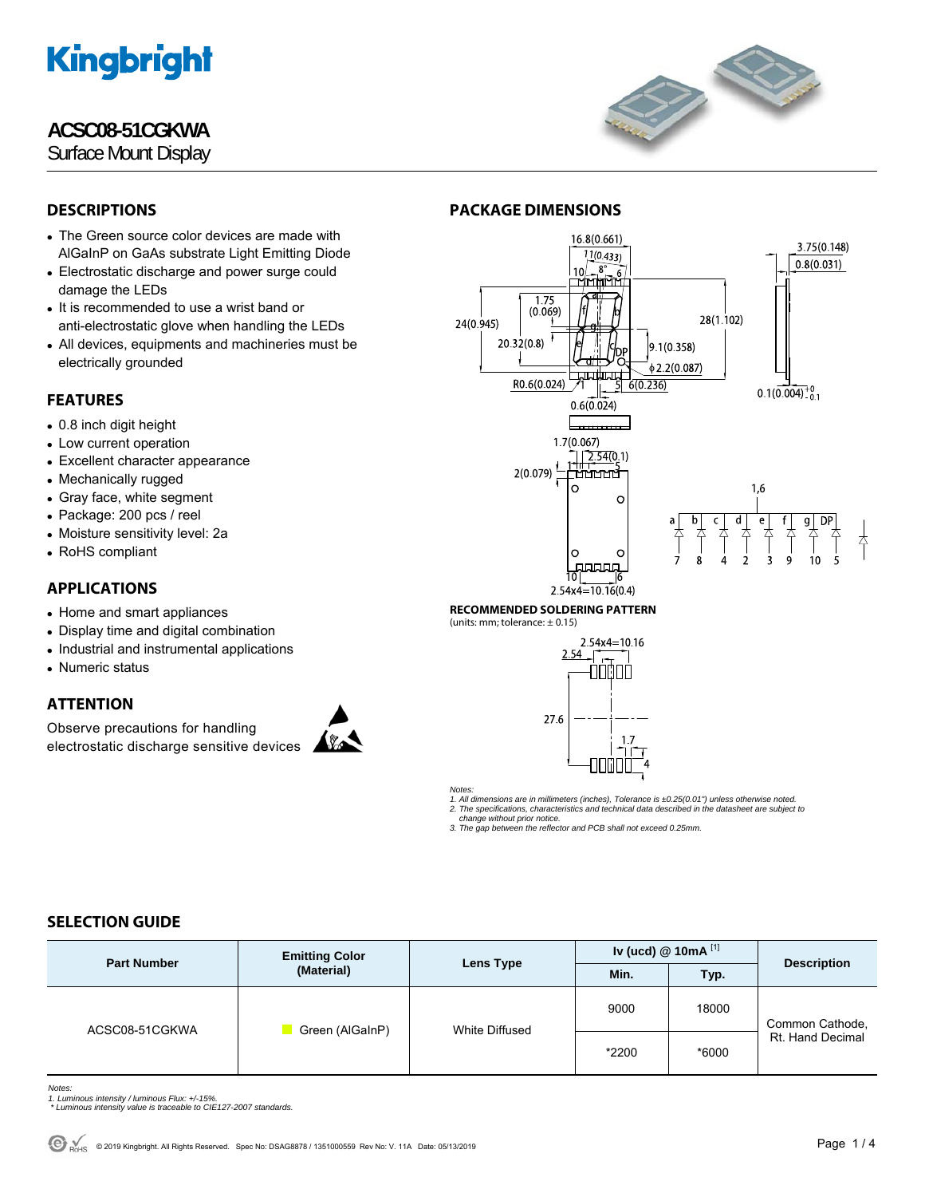# ACSC08-51CGKWA

Surface Mount Display

## DESCRIPTIONS

- The Green source color devices are made with AlGaInP on GaAs substrate Light Emitting Diode
- Electrostatic discharge and power surge could damage the LEDs
- It is recommended to use a wrist band or anti-electrostatic glove when handling the LEDs
- All devices, equipments and machineries must be electrically grounded

## FEATURES

- 0.8 inch digit height
- Low current operation
- Excellent character appearance
- Mechanically rugged
- Gray face, white segment
- Package: 200 pcs / reel
- Moisture sensitivity level: 2a
- RoHS compliant

## APPLICATIONS

- Home and smart appliances
- Display time and digital combination
- Industrial and instrumental applications
- Numeric status

## ATTENTION

Observe precautions for handling electrostatic discharge sensitive devices

## PACKAGE DIMENSIONS

**RECOMMENDED SOLDERING PATTERN**
(units: mm; tolerance: ± 0.15)

*Notes:*
*1. All dimensions are in millimeters (inches), Tolerance is ±0.25(0.01") unless otherwise noted.*
*2. The specifications, characteristics and technical data described in the datasheet are subject to change without prior notice.*
*3. The gap between the reflector and PCB shall not exceed 0.25mm.*

## SELECTION GUIDE

| Part Number | Emitting Color (Material) | Lens Type | Iv (ucd) @ 10mA [1] | | Description |
|---|---|---|---|---|---|
| | | | Min. | Typ. | |
| ACSC08-51CGKWA | Green (AlGaInP) | White Diffused | 9000 | 18000 | Common Cathode, Rt. Hand Decimal |
| | | | *2200 | *6000 | |

*Notes:*
*1. Luminous intensity / luminous Flux: +/-15%.*
*\* Luminous intensity value is traceable to CIE127-2007 standards.*

© 2019 Kingbright. All Rights Reserved. Spec No: DSAG8878 / 1351000559 Rev No: V. 11A Date: 05/13/2019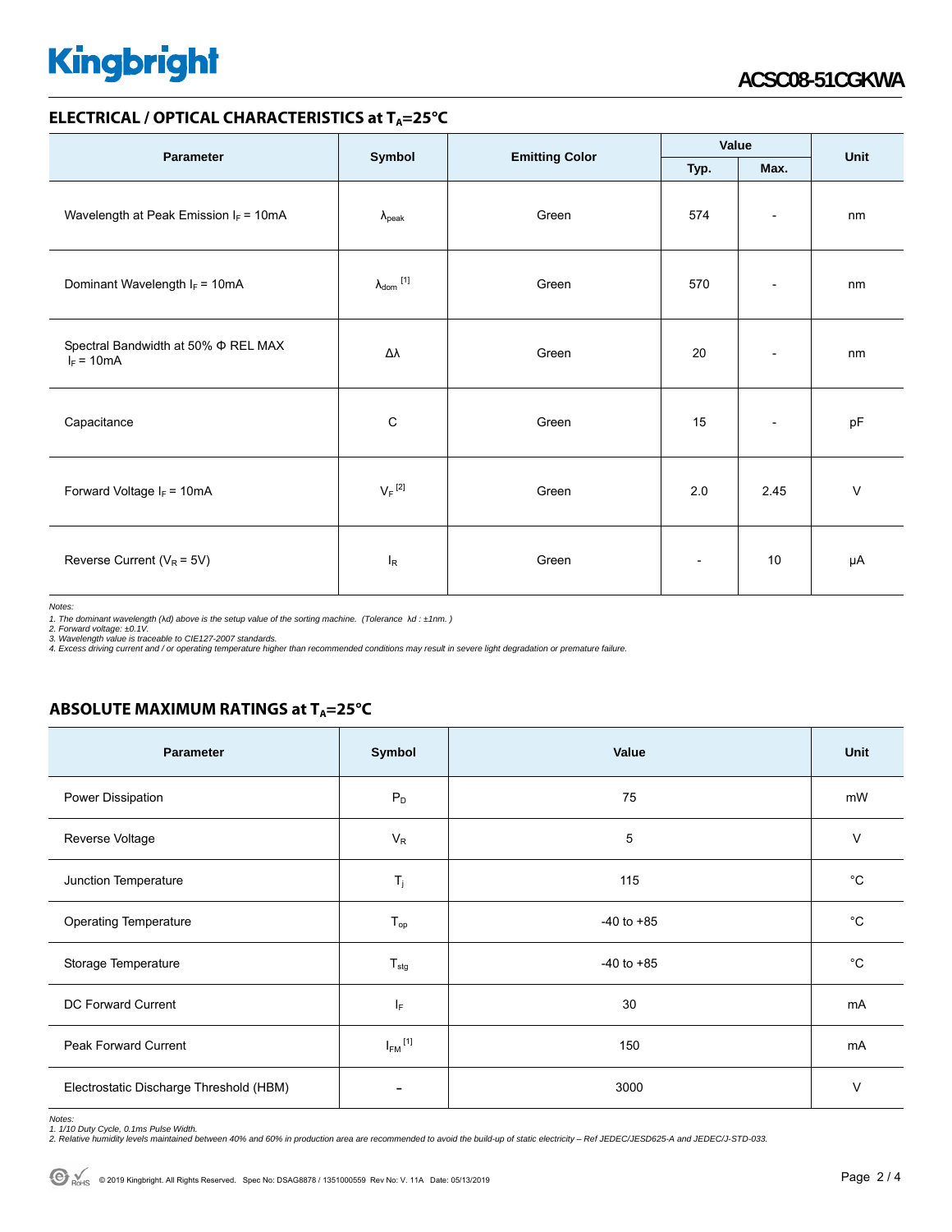## ELECTRICAL / OPTICAL CHARACTERISTICS at $T_A$=25°C

| Parameter | Symbol | Emitting Color | Value | | Unit |
|---|---|---|---|---|---|
| | | | Typ. | Max. | |
| Wavelength at Peak Emission $I_F$ = 10mA | $\lambda_{peak}$ | Green | 574 | - | nm |
| Dominant Wavelength $I_F$ = 10mA | $\lambda_{dom}$ [1] | Green | 570 | - | nm |
| Spectral Bandwidth at 50% Φ REL MAX $I_F$ = 10mA | Δλ | Green | 20 | - | nm |
| Capacitance | C | Green | 15 | - | pF |
| Forward Voltage $I_F$ = 10mA | $V_F$ [2] | Green | 2.0 | 2.45 | V |
| Reverse Current ($V_R$ = 5V) | $I_R$ | Green | - | 10 | µA |

*Notes:*
*1. The dominant wavelength (λd) above is the setup value of the sorting machine. (Tolerance λd : ±1nm. )*
*2. Forward voltage: ±0.1V.*
*3. Wavelength value is traceable to CIE127-2007 standards.*
*4. Excess driving current and / or operating temperature higher than recommended conditions may result in severe light degradation or premature failure.*

## ABSOLUTE MAXIMUM RATINGS at $T_A$=25°C

| Parameter | Symbol | Value | Unit |
|---|---|---|---|
| Power Dissipation | $P_D$ | 75 | mW |
| Reverse Voltage | $V_R$ | 5 | V |
| Junction Temperature | $T_j$ | 115 | °C |
| Operating Temperature | $T_{op}$ | -40 to +85 | °C |
| Storage Temperature | $T_{stg}$ | -40 to +85 | °C |
| DC Forward Current | $I_F$ | 30 | mA |
| Peak Forward Current | $I_{FM}$ [1] | 150 | mA |
| Electrostatic Discharge Threshold (HBM) | - | 3000 | V |

*Notes:*
*1. 1/10 Duty Cycle, 0.1ms Pulse Width.*
*2. Relative humidity levels maintained between 40% and 60% in production area are recommended to avoid the build-up of static electricity – Ref JEDEC/JESD625-A and JEDEC/J-STD-033.*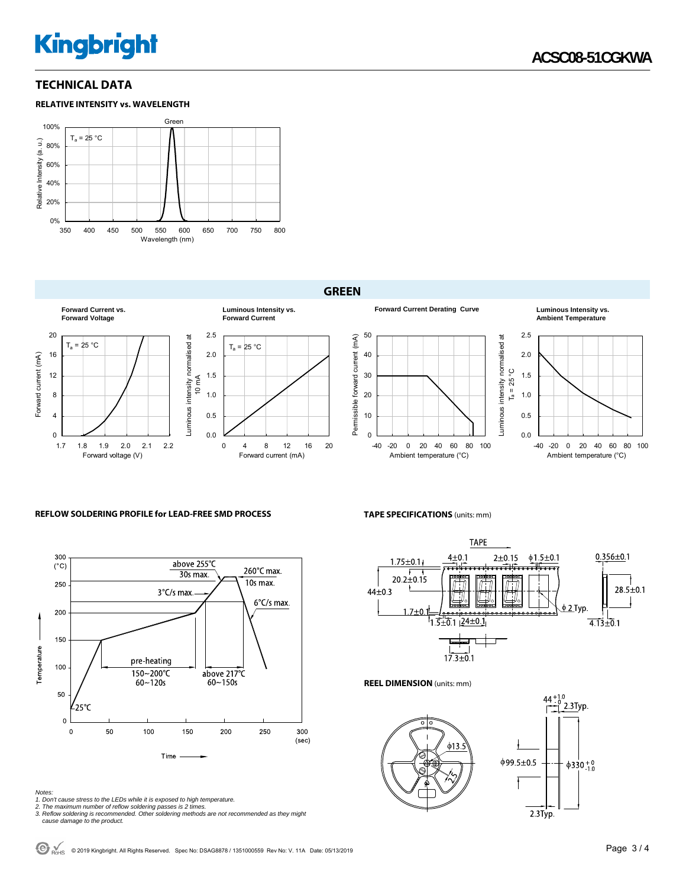## TECHNICAL DATA

### RELATIVE INTENSITY vs. WAVELENGTH

Green

$T_a$ = 25 °C

Relative Intensity (a.u.)

Wavelength (nm)

### GREEN

**Forward Current vs. Forward Voltage**

**Luminous Intensity vs. Forward Current**

**Forward Current Derating Curve**

**Luminous Intensity vs. Ambient Temperature**

### REFLOW SOLDERING PROFILE for LEAD-FREE SMD PROCESS

- above 255°C 30s max.
- 260°C max. 10s max.
- 3°C/s max.
- 6°C/s max.
- pre-heating 150~200°C 60~120s
- above 217°C 60~150s
- 25°C

### TAPE SPECIFICATIONS (units: mm)

### REEL DIMENSION (units: mm)

*Notes:*
*1. Don't cause stress to the LEDs while it is exposed to high temperature.*
*2. The maximum number of reflow soldering passes is 2 times.*
*3. Reflow soldering is recommended. Other soldering methods are not recommended as they might cause damage to the product.*

© 2019 Kingbright. All Rights Reserved. Spec No: DSAG8878 / 1351000559 Rev No: V. 11A Date: 05/13/2019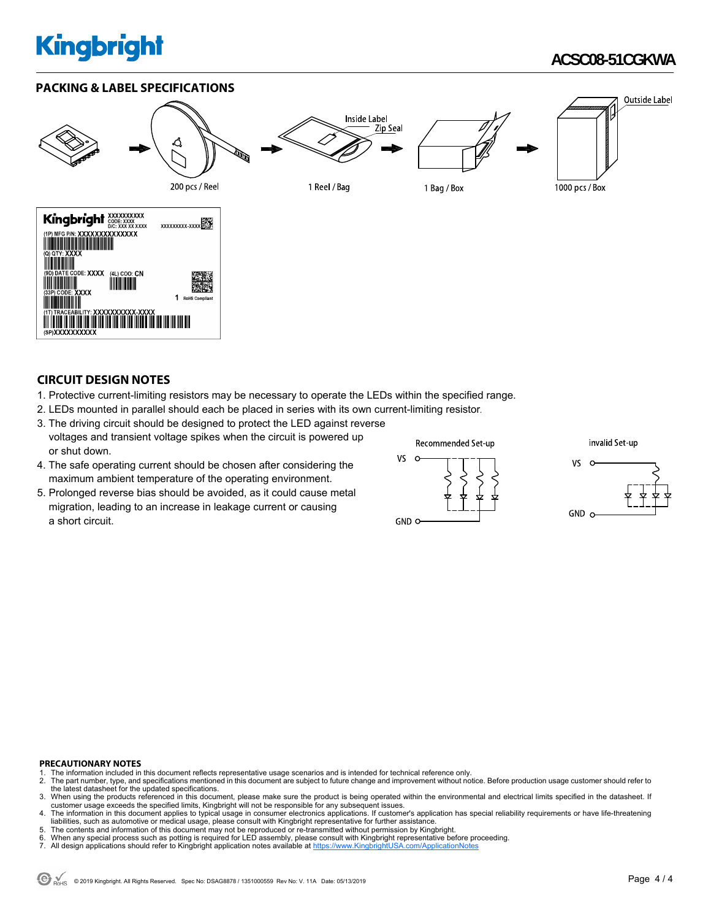## PACKING & LABEL SPECIFICATIONS

Inside Label

Zip Seal

Outside Label

200 pcs / Reel

1 Reel / Bag

1 Bag / Box

1000 pcs / Box

Kingbright XXXXXXXXXX
CODE: XXXX
D/C: XXX XX XXXX
XXXXXXXXX-XXXX
(1P) MFG P/N: XXXXXXXXXXXXXX
(Q) QTY: XXXX
(9D) DATE CODE: XXXX (4L) COO: CN
(33P) CODE: XXXX
1 RoHS Compliant
(1T) TRACEABILITY: XXXXXXXXXX-XXXX
(SP)XXXXXXXXXX

## CIRCUIT DESIGN NOTES

1. Protective current-limiting resistors may be necessary to operate the LEDs within the specified range.
2. LEDs mounted in parallel should each be placed in series with its own current-limiting resistor.
3. The driving circuit should be designed to protect the LED against reverse voltages and transient voltage spikes when the circuit is powered up or shut down.
4. The safe operating current should be chosen after considering the maximum ambient temperature of the operating environment.
5. Prolonged reverse bias should be avoided, as it could cause metal migration, leading to an increase in leakage current or causing a short circuit.

Recommended Set-up

VS

GND

invalid Set-up

VS

GND

### PRECAUTIONARY NOTES

1. The information included in this document reflects representative usage scenarios and is intended for technical reference only.
2. The part number, type, and specifications mentioned in this document are subject to future change and improvement without notice. Before production usage customer should refer to the latest datasheet for the updated specifications.
3. When using the products referenced in this document, please make sure the product is being operated within the environmental and electrical limits specified in the datasheet. If customer usage exceeds the specified limits, Kingbright will not be responsible for any subsequent issues.
4. The information in this document applies to typical usage in consumer electronics applications. If customer's application has special reliability requirements or have life-threatening liabilities, such as automotive or medical usage, please consult with Kingbright representative for further assistance.
5. The contents and information of this document may not be reproduced or re-transmitted without permission by Kingbright.
6. When any special process such as potting is required for LED assembly, please consult with Kingbright representative before proceeding.
7. All design applications should refer to Kingbright application notes available at https://www.KingbrightUSA.com/ApplicationNotes

© 2019 Kingbright. All Rights Reserved. Spec No: DSAG8878 / 1351000559 Rev No: V. 11A Date: 05/13/2019